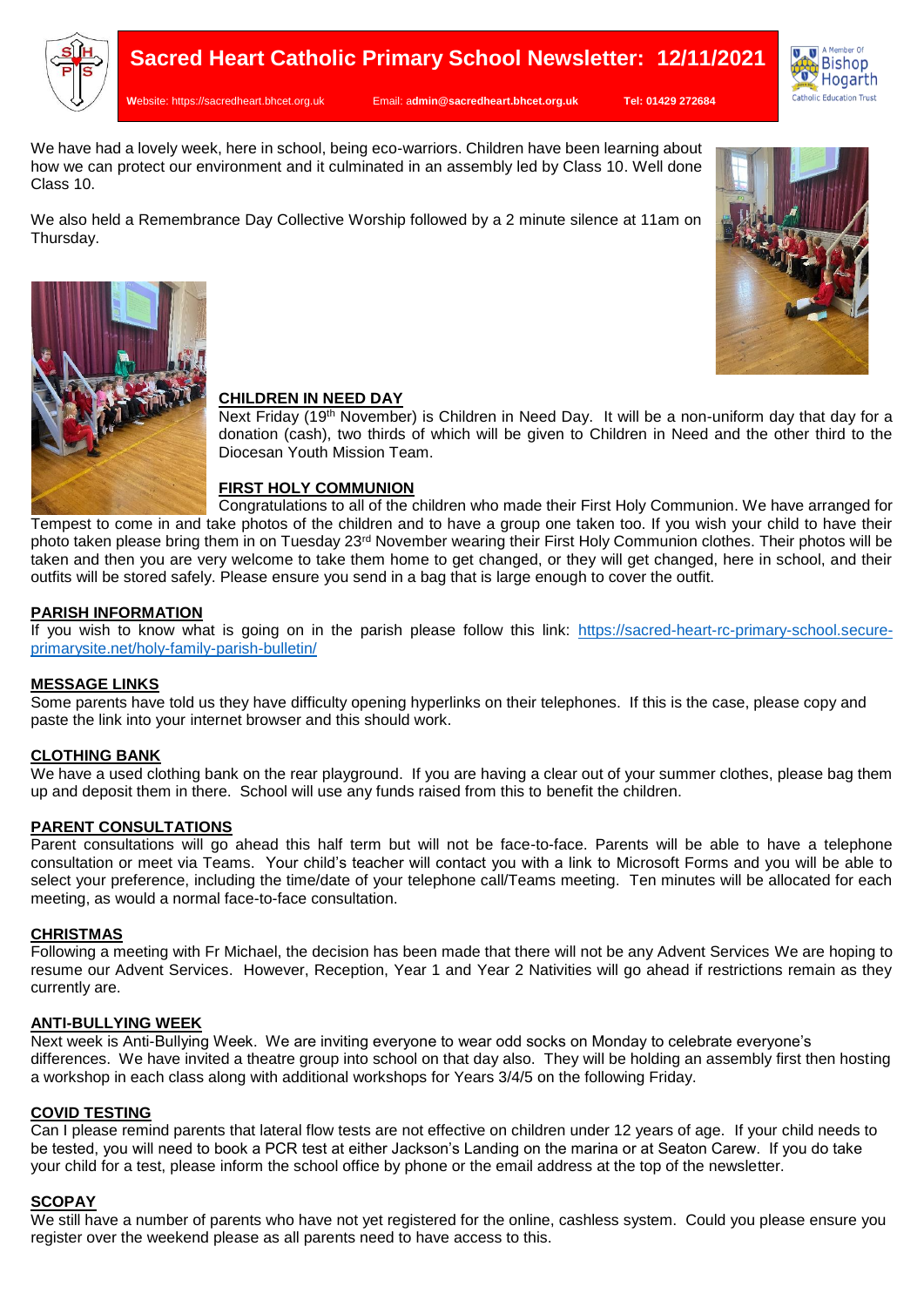# Sacred Heart Catholic Primary School Newsletter: 12/11/2021

Website: https://sacredheart.bhcet.org.uk Email: admin@sacredheart.bhcet.org.uk Tel: 01429 272684

A Member Of Bishop Hogarth Catholic Education Trust

We have had a lovely week, here in school, being eco-warriors. Children have been learning about how we can protect our environment and it culminated in an assembly led by Class 10. Well done Class 10.

We also held a Remembrance Day Collective Worship followed by a 2 minute silence at 11am on Thursday.

## CHILDREN IN NEED DAY

Next Friday (19th November) is Children in Need Day. It will be a non-uniform day that day for a donation (cash), two thirds of which will be given to Children in Need and the other third to the Diocesan Youth Mission Team.

## FIRST HOLY COMMUNION

Congratulations to all of the children who made their First Holy Communion. We have arranged for Tempest to come in and take photos of the children and to have a group one taken too. If you wish your child to have their photo taken please bring them in on Tuesday 23rd November wearing their First Holy Communion clothes. Their photos will be taken and then you are very welcome to take them home to get changed, or they will get changed, here in school, and their outfits will be stored safely. Please ensure you send in a bag that is large enough to cover the outfit.

## PARISH INFORMATION

If you wish to know what is going on in the parish please follow this link: https://sacred-heart-rc-primary-school.secure-primarysite.net/holy-family-parish-bulletin/

## MESSAGE LINKS

Some parents have told us they have difficulty opening hyperlinks on their telephones. If this is the case, please copy and paste the link into your internet browser and this should work.

## CLOTHING BANK

We have a used clothing bank on the rear playground. If you are having a clear out of your summer clothes, please bag them up and deposit them in there. School will use any funds raised from this to benefit the children.

## PARENT CONSULTATIONS

Parent consultations will go ahead this half term but will not be face-to-face. Parents will be able to have a telephone consultation or meet via Teams. Your child's teacher will contact you with a link to Microsoft Forms and you will be able to select your preference, including the time/date of your telephone call/Teams meeting. Ten minutes will be allocated for each meeting, as would a normal face-to-face consultation.

## CHRISTMAS

Following a meeting with Fr Michael, the decision has been made that there will not be any Advent Services We are hoping to resume our Advent Services. However, Reception, Year 1 and Year 2 Nativities will go ahead if restrictions remain as they currently are.

## ANTI-BULLYING WEEK

Next week is Anti-Bullying Week. We are inviting everyone to wear odd socks on Monday to celebrate everyone's differences. We have invited a theatre group into school on that day also. They will be holding an assembly first then hosting a workshop in each class along with additional workshops for Years 3/4/5 on the following Friday.

## COVID TESTING

Can I please remind parents that lateral flow tests are not effective on children under 12 years of age. If your child needs to be tested, you will need to book a PCR test at either Jackson's Landing on the marina or at Seaton Carew. If you do take your child for a test, please inform the school office by phone or the email address at the top of the newsletter.

## SCOPAY

We still have a number of parents who have not yet registered for the online, cashless system. Could you please ensure you register over the weekend please as all parents need to have access to this.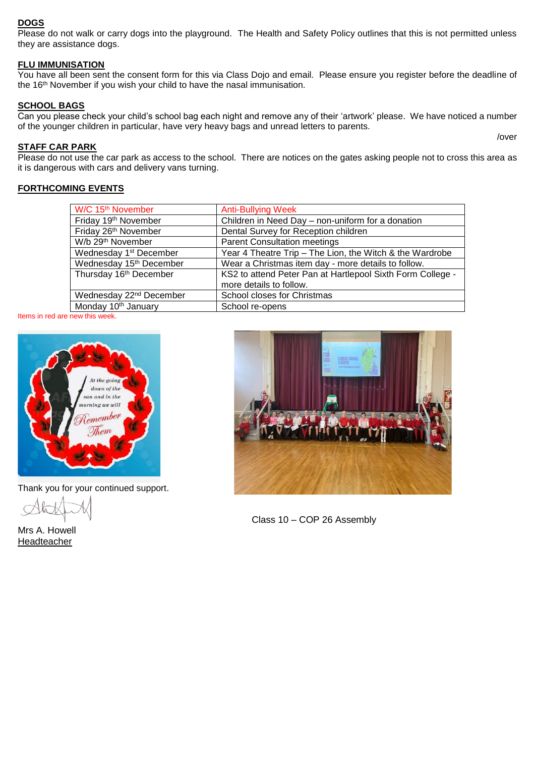## DOGS

Please do not walk or carry dogs into the playground. The Health and Safety Policy outlines that this is not permitted unless they are assistance dogs.

## FLU IMMUNISATION

You have all been sent the consent form for this via Class Dojo and email. Please ensure you register before the deadline of the 16th November if you wish your child to have the nasal immunisation.

## SCHOOL BAGS

Can you please check your child's school bag each night and remove any of their 'artwork' please. We have noticed a number of the younger children in particular, have very heavy bags and unread letters to parents.

/over

## STAFF CAR PARK

Please do not use the car park as access to the school. There are notices on the gates asking people not to cross this area as it is dangerous with cars and delivery vans turning.

## FORTHCOMING EVENTS

| | |
|---|---|
| W/C 15th November | Anti-Bullying Week |
| Friday 19th November | Children in Need Day – non-uniform for a donation |
| Friday 26th November | Dental Survey for Reception children |
| W/b 29th November | Parent Consultation meetings |
| Wednesday 1st December | Year 4 Theatre Trip – The Lion, the Witch & the Wardrobe |
| Wednesday 15th December | Wear a Christmas item day - more details to follow. |
| Thursday 16th December | KS2 to attend Peter Pan at Hartlepool Sixth Form College - more details to follow. |
| Wednesday 22nd December | School closes for Christmas |
| Monday 10th January | School re-opens |

Items in red are new this week.

Thank you for your continued support.

Mrs A. Howell
Headteacher

Class 10 – COP 26 Assembly